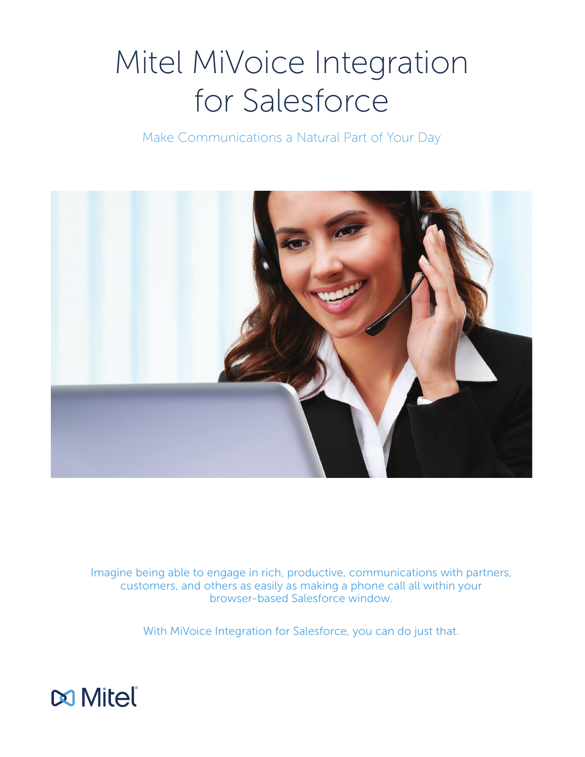# Mitel MiVoice Integration for Salesforce

Make Communications a Natural Part of Your Day

Imagine being able to engage in rich, productive, communications with partners, customers, and others as easily as making a phone call all within your browser-based Salesforce window.

With MiVoice Integration for Salesforce, you can do just that.

Mitel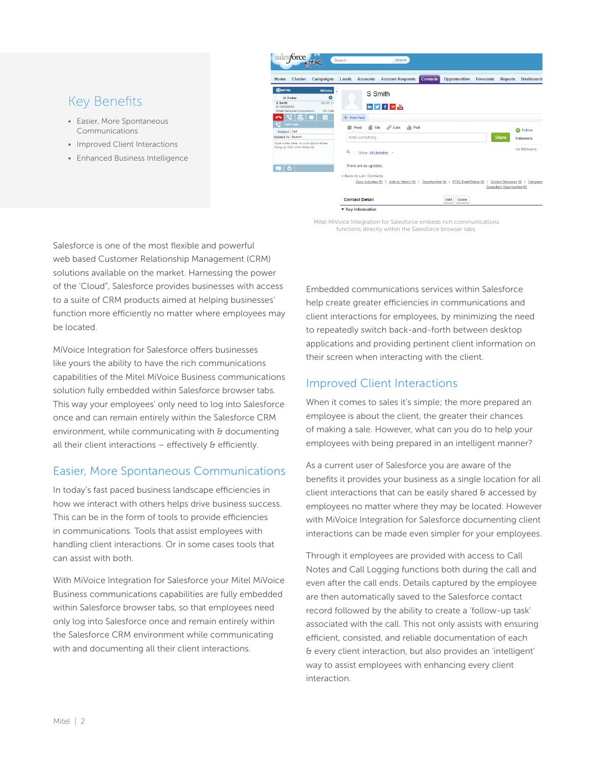## Key Benefits

- Easier, More Spontaneous Communications
- Improved Client Interactions
- Enhanced Business Intelligence

Mitel MiVoice Integration for Salesforce embeds rich communications functions directly within the Salesforce browser tabs.

Salesforce is one of the most flexible and powerful web based Customer Relationship Management (CRM) solutions available on the market. Harnessing the power of the 'Cloud", Salesforce provides businesses with access to a suite of CRM products aimed at helping businesses' function more efficiently no matter where employees may be located.

MiVoice Integration for Salesforce offers businesses like yours the ability to have the rich communications capabilities of the Mitel MiVoice Business communications solution fully embedded within Salesforce browser tabs. This way your employees' only need to log into Salesforce once and can remain entirely within the Salesforce CRM environment, while communicating with & documenting all their client interactions – effectively & efficiently.

## Easier, More Spontaneous Communications

In today's fast paced business landscape efficiencies in how we interact with others helps drive business success. This can be in the form of tools to provide efficiencies in communications. Tools that assist employees with handling client interactions. Or in some cases tools that can assist with both.

With MiVoice Integration for Salesforce your Mitel MiVoice Business communications capabilities are fully embedded within Salesforce browser tabs, so that employees need only log into Salesforce once and remain entirely within the Salesforce CRM environment while communicating with and documenting all their client interactions.

Embedded communications services within Salesforce help create greater efficiencies in communications and client interactions for employees, by minimizing the need to repeatedly switch back-and-forth between desktop applications and providing pertinent client information on their screen when interacting with the client.

## Improved Client Interactions

When it comes to sales it's simple; the more prepared an employee is about the client, the greater their chances of making a sale. However, what can you do to help your employees with being prepared in an intelligent manner?

As a current user of Salesforce you are aware of the benefits it provides your business as a single location for all client interactions that can be easily shared & accessed by employees no matter where they may be located. However with MiVoice Integration for Salesforce documenting client interactions can be made even simpler for your employees.

Through it employees are provided with access to Call Notes and Call Logging functions both during the call and even after the call ends. Details captured by the employee are then automatically saved to the Salesforce contact record followed by the ability to create a 'follow-up task' associated with the call. This not only assists with ensuring efficient, consisted, and reliable documentation of each & every client interaction, but also provides an 'intelligent' way to assist employees with enhancing every client interaction.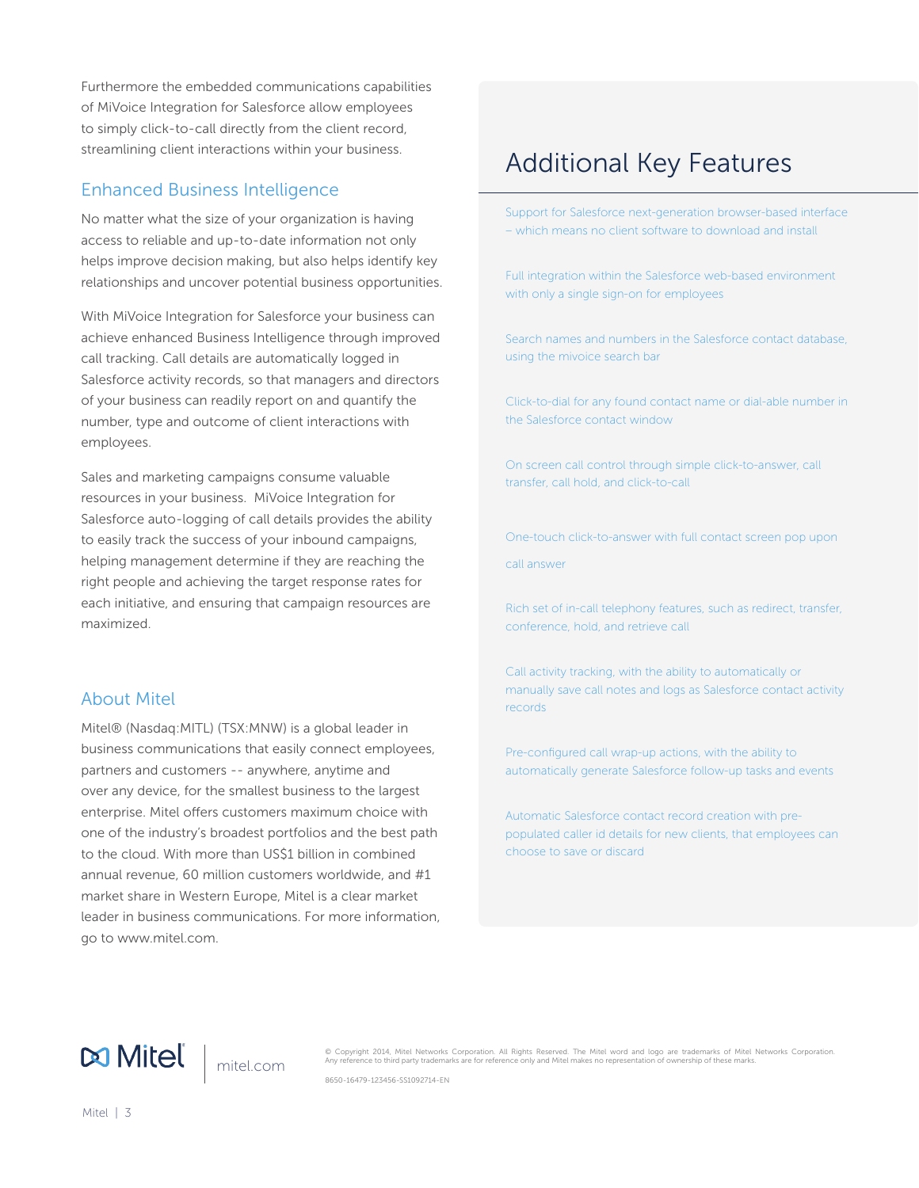Furthermore the embedded communications capabilities of MiVoice Integration for Salesforce allow employees to simply click-to-call directly from the client record, streamlining client interactions within your business.

## Enhanced Business Intelligence

No matter what the size of your organization is having access to reliable and up-to-date information not only helps improve decision making, but also helps identify key relationships and uncover potential business opportunities.

With MiVoice Integration for Salesforce your business can achieve enhanced Business Intelligence through improved call tracking. Call details are automatically logged in Salesforce activity records, so that managers and directors of your business can readily report on and quantify the number, type and outcome of client interactions with employees.

Sales and marketing campaigns consume valuable resources in your business. MiVoice Integration for Salesforce auto-logging of call details provides the ability to easily track the success of your inbound campaigns, helping management determine if they are reaching the right people and achieving the target response rates for each initiative, and ensuring that campaign resources are maximized.

## About Mitel

Mitel® (Nasdaq:MITL) (TSX:MNW) is a global leader in business communications that easily connect employees, partners and customers -- anywhere, anytime and over any device, for the smallest business to the largest enterprise. Mitel offers customers maximum choice with one of the industry's broadest portfolios and the best path to the cloud. With more than US$1 billion in combined annual revenue, 60 million customers worldwide, and #1 market share in Western Europe, Mitel is a clear market leader in business communications. For more information, go to www.mitel.com.

## Additional Key Features

- Support for Salesforce next-generation browser-based interface – which means no client software to download and install
- Full integration within the Salesforce web-based environment with only a single sign-on for employees
- Search names and numbers in the Salesforce contact database, using the mivoice search bar
- Click-to-dial for any found contact name or dial-able number in the Salesforce contact window
- On screen call control through simple click-to-answer, call transfer, call hold, and click-to-call
- One-touch click-to-answer with full contact screen pop upon call answer
- Rich set of in-call telephony features, such as redirect, transfer, conference, hold, and retrieve call
- Call activity tracking, with the ability to automatically or manually save call notes and logs as Salesforce contact activity records
- Pre-configured call wrap-up actions, with the ability to automatically generate Salesforce follow-up tasks and events
- Automatic Salesforce contact record creation with pre-populated caller id details for new clients, that employees can choose to save or discard

Mitel | mitel.com

© Copyright 2014, Mitel Networks Corporation. All Rights Reserved. The Mitel word and logo are trademarks of Mitel Networks Corporation. Any reference to third party trademarks are for reference only and Mitel makes no representation of ownership of these marks.

8650-16479-123456-SS1092714-EN